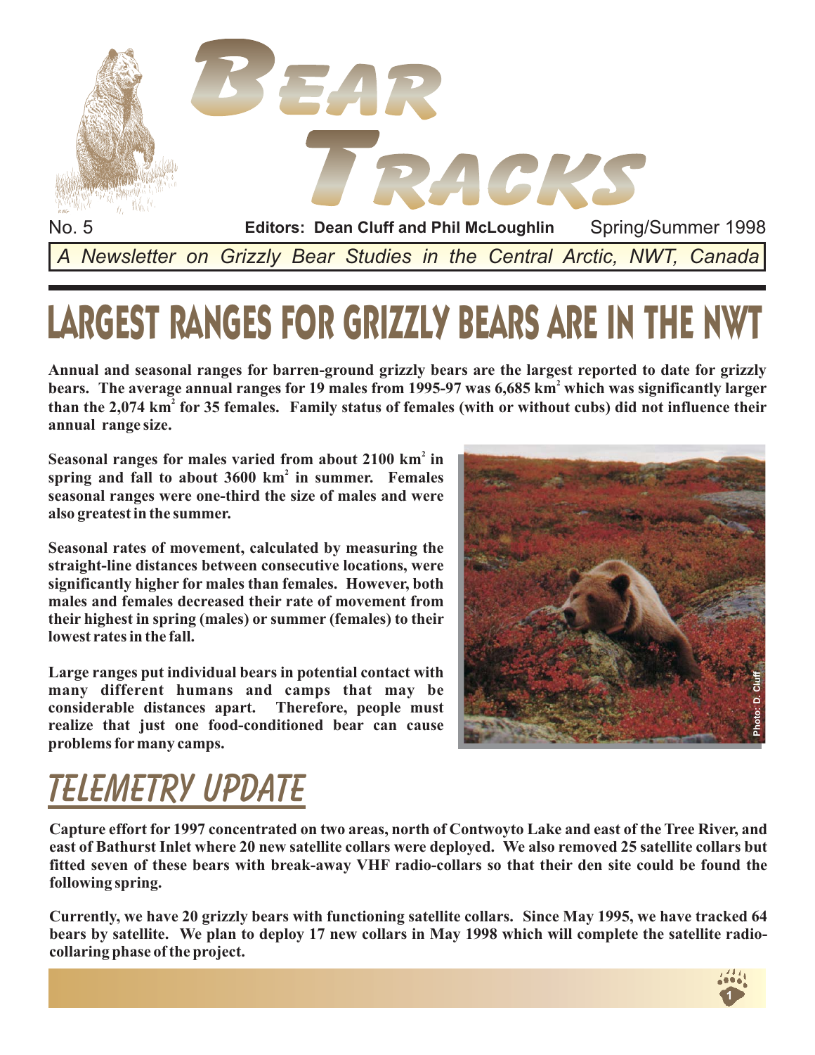# BEAR TRACKS

No. 5 **Editors: Dean Cluff and Phil McLoughlin** Spring/Summer 1998

*A Newsletter on Grizzly Bear Studies in the Central Arctic, NWT, Canada*

## LARGEST RANGES FOR GRIZZLY BEARS ARE IN THE NWT

**Annual and seasonal ranges for barren-ground grizzly bears are the largest reported to date for grizzly bears. The average annual ranges for 19 males from 1995-97 was 6,685 km$^2$ which was significantly larger than the 2,074 km$^2$ for 35 females. Family status of females (with or without cubs) did not influence their annual range size.**

**Seasonal ranges for males varied from about 2100 km$^2$ in spring and fall to about 3600 km$^2$ in summer. Females seasonal ranges were one-third the size of males and were also greatest in the summer.**

**Seasonal rates of movement, calculated by measuring the straight-line distances between consecutive locations, were significantly higher for males than females. However, both males and females decreased their rate of movement from their highest in spring (males) or summer (females) to their lowest rates in the fall.**

**Large ranges put individual bears in potential contact with many different humans and camps that may be considerable distances apart. Therefore, people must realize that just one food-conditioned bear can cause problems for many camps.**

Photo: D. Cluff

## TELEMETRY UPDATE

**Capture effort for 1997 concentrated on two areas, north of Contwoyto Lake and east of the Tree River, and east of Bathurst Inlet where 20 new satellite collars were deployed. We also removed 25 satellite collars but fitted seven of these bears with break-away VHF radio-collars so that their den site could be found the following spring.**

**Currently, we have 20 grizzly bears with functioning satellite collars. Since May 1995, we have tracked 64 bears by satellite. We plan to deploy 17 new collars in May 1998 which will complete the satellite radio-collaring phase of the project.**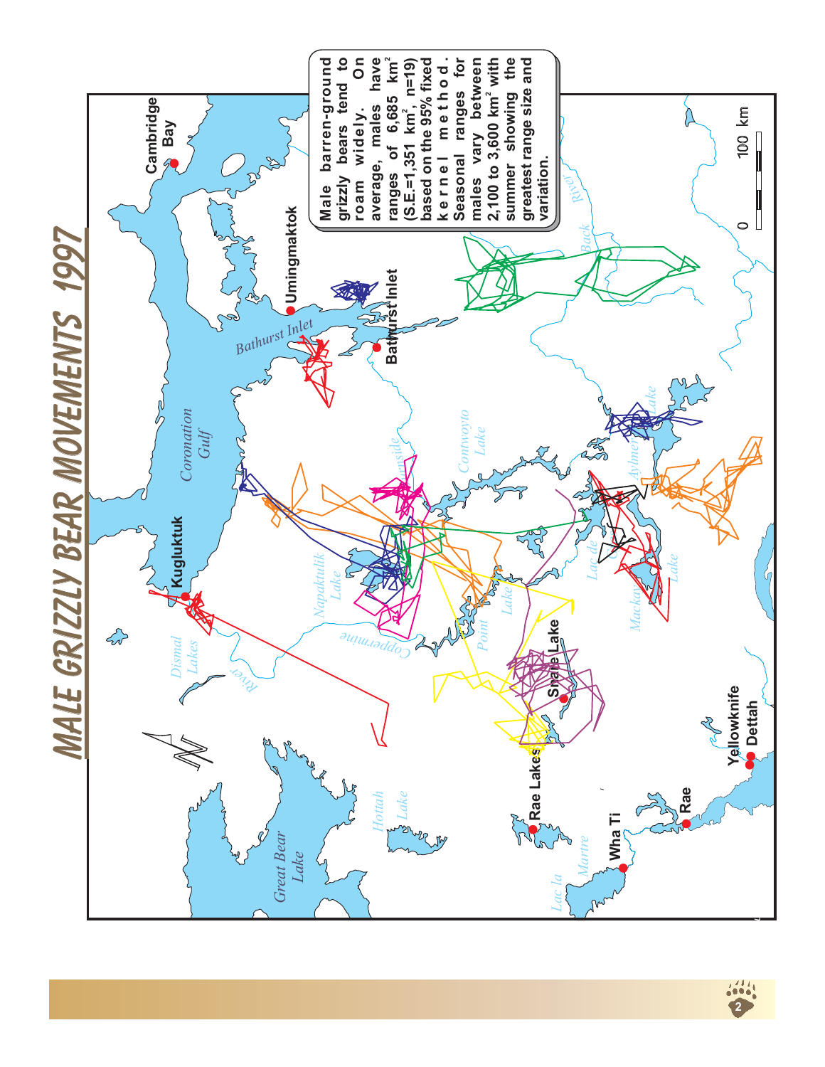# MALE GRIZZLY BEAR MOVEMENTS 1997

Male barren-ground grizzly bears tend to roam widely. On average, males have ranges of 6,685 $km^2$ (S.E.=1,351 $km^2$, n=19) based on the 95% fixed kernel method. Seasonal ranges for males vary between 2,100 to 3,600 $km^2$ with summer showing the greatest range size and variation.

Cambridge Bay

Umingmaktok

Bathurst Inlet

Bathurst Inlet

Coronation Gulf

Kugluktuk

Dismal Lakes

River

Coppermine

Napaktulik Lake

Contwoyto Lake

Point Lake

Snare Lake

Lac de Gras

Mackay Lake

Aylmer Lake

Back River

Great Bear Lake

Hottah Lake

Rae Lakes

Wha Ti

Rae

Yellowknife

Dettah

Lac la Martre

0 100 km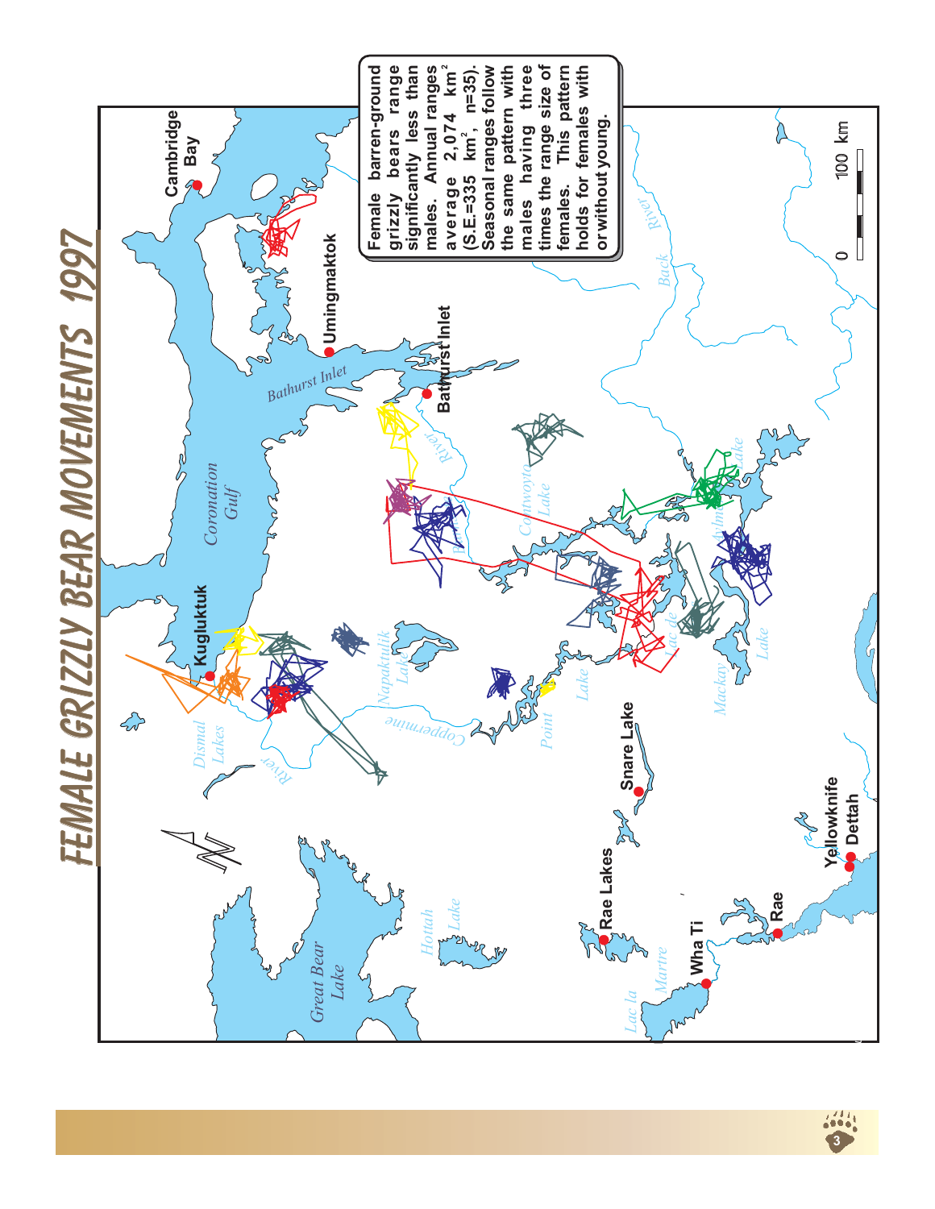# FEMALE GRIZZLY BEAR MOVEMENTS 1997

Female barren-ground grizzly bears range significantly less than males. Annual ranges average 2,074 $km^2$ (S.E.=335 $km^2$, n=35). Seasonal ranges follow the same pattern with males having three times the range size of females. This pattern holds for females with or without young.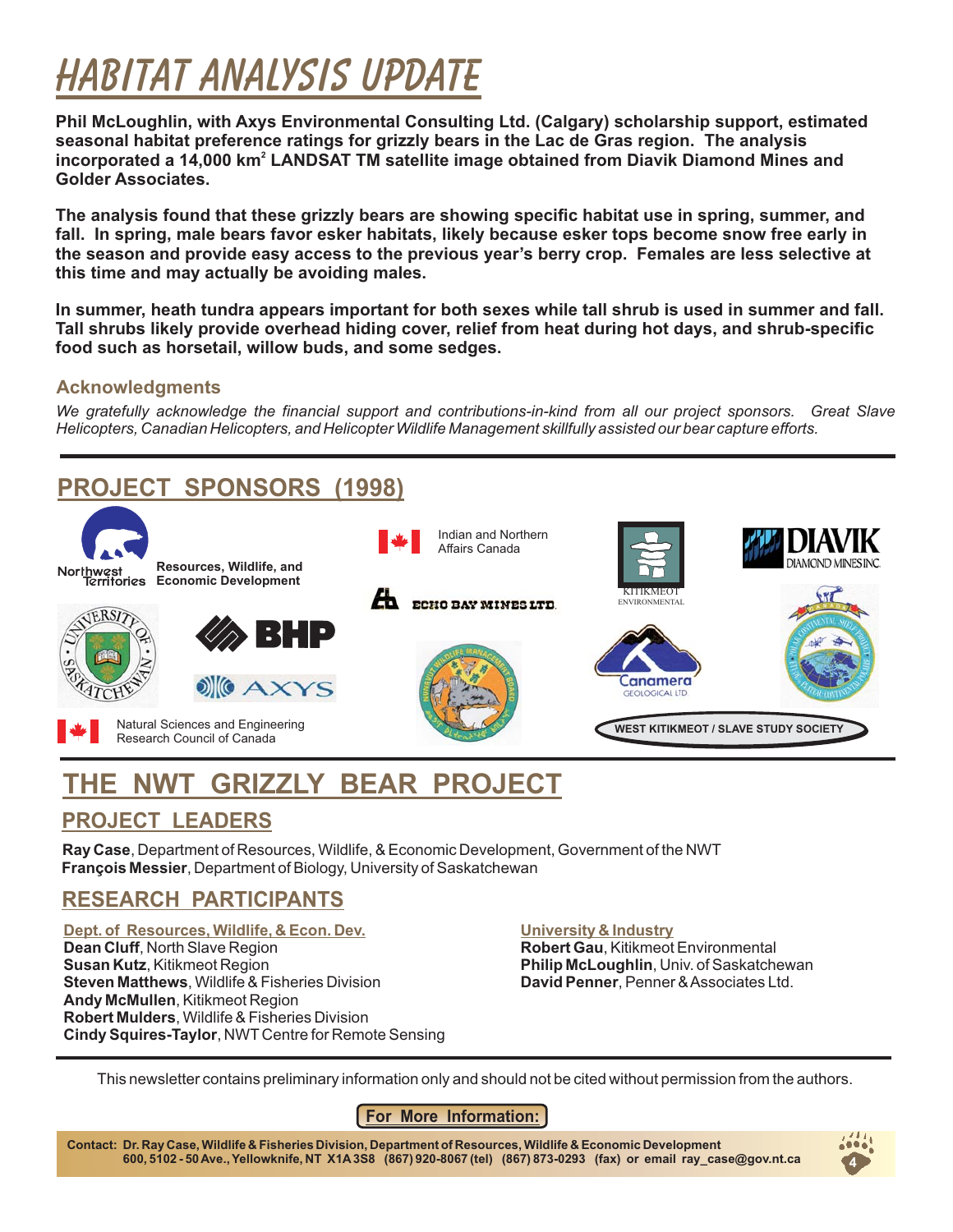# HABITAT ANALYSIS UPDATE

**Phil McLoughlin, with Axys Environmental Consulting Ltd. (Calgary) scholarship support, estimated seasonal habitat preference ratings for grizzly bears in the Lac de Gras region. The analysis incorporated a 14,000 km² LANDSAT TM satellite image obtained from Diavik Diamond Mines and Golder Associates.**

**The analysis found that these grizzly bears are showing specific habitat use in spring, summer, and fall. In spring, male bears favor esker habitats, likely because esker tops become snow free early in the season and provide easy access to the previous year's berry crop. Females are less selective at this time and may actually be avoiding males.**

**In summer, heath tundra appears important for both sexes while tall shrub is used in summer and fall. Tall shrubs likely provide overhead hiding cover, relief from heat during hot days, and shrub-specific food such as horsetail, willow buds, and some sedges.**

### Acknowledgments

*We gratefully acknowledge the financial support and contributions-in-kind from all our project sponsors. Great Slave Helicopters, Canadian Helicopters, and Helicopter Wildlife Management skillfully assisted our bear capture efforts.*

## PROJECT SPONSORS (1998)

Northwest Territories — Resources, Wildlife, and Economic Development

Indian and Northern Affairs Canada

KITIKMEOT ENVIRONMENTAL

DIAVIK DIAMOND MINES INC.

ECHO BAY MINES LTD.

University of Saskatchewan

BHP

AXYS

Canamera Geological Ltd.

Natural Sciences and Engineering Research Council of Canada

WEST KITIKMEOT / SLAVE STUDY SOCIETY

## THE NWT GRIZZLY BEAR PROJECT

### PROJECT LEADERS

**Ray Case**, Department of Resources, Wildlife, & Economic Development, Government of the NWT
**François Messier**, Department of Biology, University of Saskatchewan

### RESEARCH PARTICIPANTS

**Dept. of Resources, Wildlife, & Econ. Dev.**
**Dean Cluff**, North Slave Region
**Susan Kutz**, Kitikmeot Region
**Steven Matthews**, Wildlife & Fisheries Division
**Andy McMullen**, Kitikmeot Region
**Robert Mulders**, Wildlife & Fisheries Division
**Cindy Squires-Taylor**, NWT Centre for Remote Sensing

**University & Industry**
**Robert Gau**, Kitikmeot Environmental
**Philip McLoughlin**, Univ. of Saskatchewan
**David Penner**, Penner & Associates Ltd.

This newsletter contains preliminary information only and should not be cited without permission from the authors.

**For More Information:**

**Contact: Dr. Ray Case, Wildlife & Fisheries Division, Department of Resources, Wildlife & Economic Development 600, 5102 - 50 Ave., Yellowknife, NT X1A 3S8 (867) 920-8067 (tel) (867) 873-0293 (fax) or email ray_case@gov.nt.ca**